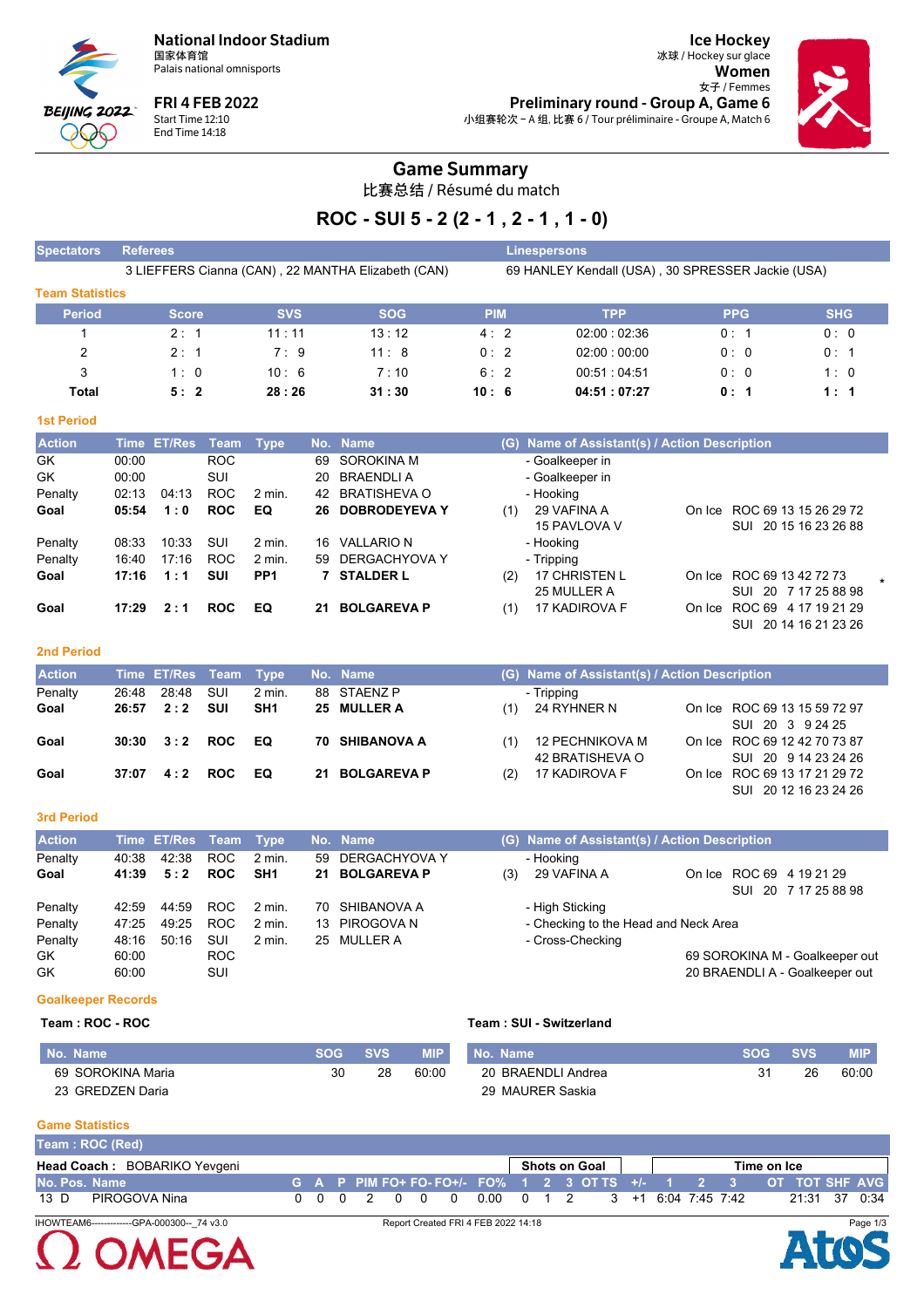**National Indoor Stadium**
国家体育馆
Palais national omnisports

**FRI 4 FEB 2022**
Start Time 12:10
End Time 14:18

**Ice Hockey**
冰球 / Hockey sur glace
**Women**
女子 / Femmes
**Preliminary round - Group A, Game 6**
小组赛轮次 - A 组, 比赛 6 / Tour préliminaire - Groupe A, Match 6

# Game Summary

比赛总结 / Résumé du match

## ROC - SUI 5 - 2 (2 - 1 , 2 - 1 , 1 - 0)

| Spectators | Referees | Linespersons |
|---|---|---|
| | 3 LIEFFERS Cianna (CAN) , 22 MANTHA Elizabeth (CAN) | 69 HANLEY Kendall (USA) , 30 SPRESSER Jackie (USA) |

### Team Statistics

| Period | Score | SVS | SOG | PIM | TPP | PPG | SHG |
|---|---|---|---|---|---|---|---|
| 1 | 2 : 1 | 11 : 11 | 13 : 12 | 4 : 2 | 02:00 : 02:36 | 0 : 1 | 0 : 0 |
| 2 | 2 : 1 | 7 : 9 | 11 : 8 | 0 : 2 | 02:00 : 00:00 | 0 : 0 | 0 : 1 |
| 3 | 1 : 0 | 10 : 6 | 7 : 10 | 6 : 2 | 00:51 : 04:51 | 0 : 0 | 1 : 0 |
| **Total** | **5 : 2** | **28 : 26** | **31 : 30** | **10 : 6** | **04:51 : 07:27** | **0 : 1** | **1 : 1** |

### 1st Period

| Action | Time | ET/Res | Team | Type | No. | Name | (G) | Name of Assistant(s) / Action Description | On Ice |
|---|---|---|---|---|---|---|---|---|---|
| GK | 00:00 | | ROC | | 69 | SOROKINA M | | - Goalkeeper in | |
| GK | 00:00 | | SUI | | 20 | BRAENDLI A | | - Goalkeeper in | |
| Penalty | 02:13 | 04:13 | ROC | 2 min. | 42 | BRATISHEVA O | | - Hooking | |
| **Goal** | **05:54** | **1 : 0** | **ROC** | **EQ** | **26** | **DOBRODEYEVA Y** | (1) | 29 VAFINA A<br>15 PAVLOVA V | ROC 69 13 15 26 29 72<br>SUI 20 15 16 23 26 88 |
| Penalty | 08:33 | 10:33 | SUI | 2 min. | 16 | VALLARIO N | | - Hooking | |
| Penalty | 16:40 | 17:16 | ROC | 2 min. | 59 | DERGACHYOVA Y | | - Tripping | |
| **Goal** | **17:16** | **1 : 1** | **SUI** | **PP1** | **7** | **STALDER L** | (2) | 17 CHRISTEN L<br>25 MULLER A | ROC 69 13 42 72 73 *<br>SUI 20 7 17 25 88 98 |
| **Goal** | **17:29** | **2 : 1** | **ROC** | **EQ** | **21** | **BOLGAREVA P** | (1) | 17 KADIROVA F | ROC 69 4 17 19 21 29<br>SUI 20 14 16 21 23 26 |

### 2nd Period

| Action | Time | ET/Res | Team | Type | No. | Name | (G) | Name of Assistant(s) / Action Description | On Ice |
|---|---|---|---|---|---|---|---|---|---|
| Penalty | 26:48 | 28:48 | SUI | 2 min. | 88 | STAENZ P | | - Tripping | |
| **Goal** | **26:57** | **2 : 2** | **SUI** | **SH1** | **25** | **MULLER A** | (1) | 24 RYHNER N | ROC 69 13 15 59 72 97<br>SUI 20 3 9 24 25 |
| **Goal** | **30:30** | **3 : 2** | **ROC** | **EQ** | **70** | **SHIBANOVA A** | (1) | 12 PECHNIKOVA M<br>42 BRATISHEVA O | ROC 69 12 42 70 73 87<br>SUI 20 9 14 23 24 26 |
| **Goal** | **37:07** | **4 : 2** | **ROC** | **EQ** | **21** | **BOLGAREVA P** | (2) | 17 KADIROVA F | ROC 69 13 17 21 29 72<br>SUI 20 12 16 23 24 26 |

### 3rd Period

| Action | Time | ET/Res | Team | Type | No. | Name | (G) | Name of Assistant(s) / Action Description | On Ice |
|---|---|---|---|---|---|---|---|---|---|
| Penalty | 40:38 | 42:38 | ROC | 2 min. | 59 | DERGACHYOVA Y | | - Hooking | |
| **Goal** | **41:39** | **5 : 2** | **ROC** | **SH1** | **21** | **BOLGAREVA P** | (3) | 29 VAFINA A | ROC 69 4 19 21 29<br>SUI 20 7 17 25 88 98 |
| Penalty | 42:59 | 44:59 | ROC | 2 min. | 70 | SHIBANOVA A | | - High Sticking | |
| Penalty | 47:25 | 49:25 | ROC | 2 min. | 13 | PIROGOVA N | | - Checking to the Head and Neck Area | |
| Penalty | 48:16 | 50:16 | SUI | 2 min. | 25 | MULLER A | | - Cross-Checking | |
| GK | 60:00 | | ROC | | | | | 69 SOROKINA M - Goalkeeper out | |
| GK | 60:00 | | SUI | | | | | 20 BRAENDLI A - Goalkeeper out | |

### Goalkeeper Records

**Team : ROC - ROC**

| No. Name | SOG | SVS | MIP |
|---|---|---|---|
| 69 SOROKINA Maria | 30 | 28 | 60:00 |
| 23 GREDZEN Daria | | | |

**Team : SUI - Switzerland**

| No. Name | SOG | SVS | MIP |
|---|---|---|---|
| 20 BRAENDLI Andrea | 31 | 26 | 60:00 |
| 29 MAURER Saskia | | | |

### Game Statistics

**Team : ROC (Red)**

**Head Coach :** BOBARIKO Yevgeni

| No. | Pos. | Name | G | A | P | PIM | FO+ | FO- | FO+/- | FO% | SOG 1 | SOG 2 | SOG 3 | SOG OT | SOG TS | +/- | TOI 1 | TOI 2 | TOI 3 | TOI OT | TOT | SHF | AVG |
|---|---|---|---|---|---|---|---|---|---|---|---|---|---|---|---|---|---|---|---|---|---|---|---|
| 13 | D | PIROGOVA Nina | 0 | 0 | 0 | 2 | 0 | 0 | 0 | 0.00 | 0 | 1 | 2 | | 3 | +1 | 6:04 | 7:45 | 7:42 | | 21:31 | 37 | 0:34 |

IHOWTEAM6-------------GPA-000300--_74 v3.0 Report Created FRI 4 FEB 2022 14:18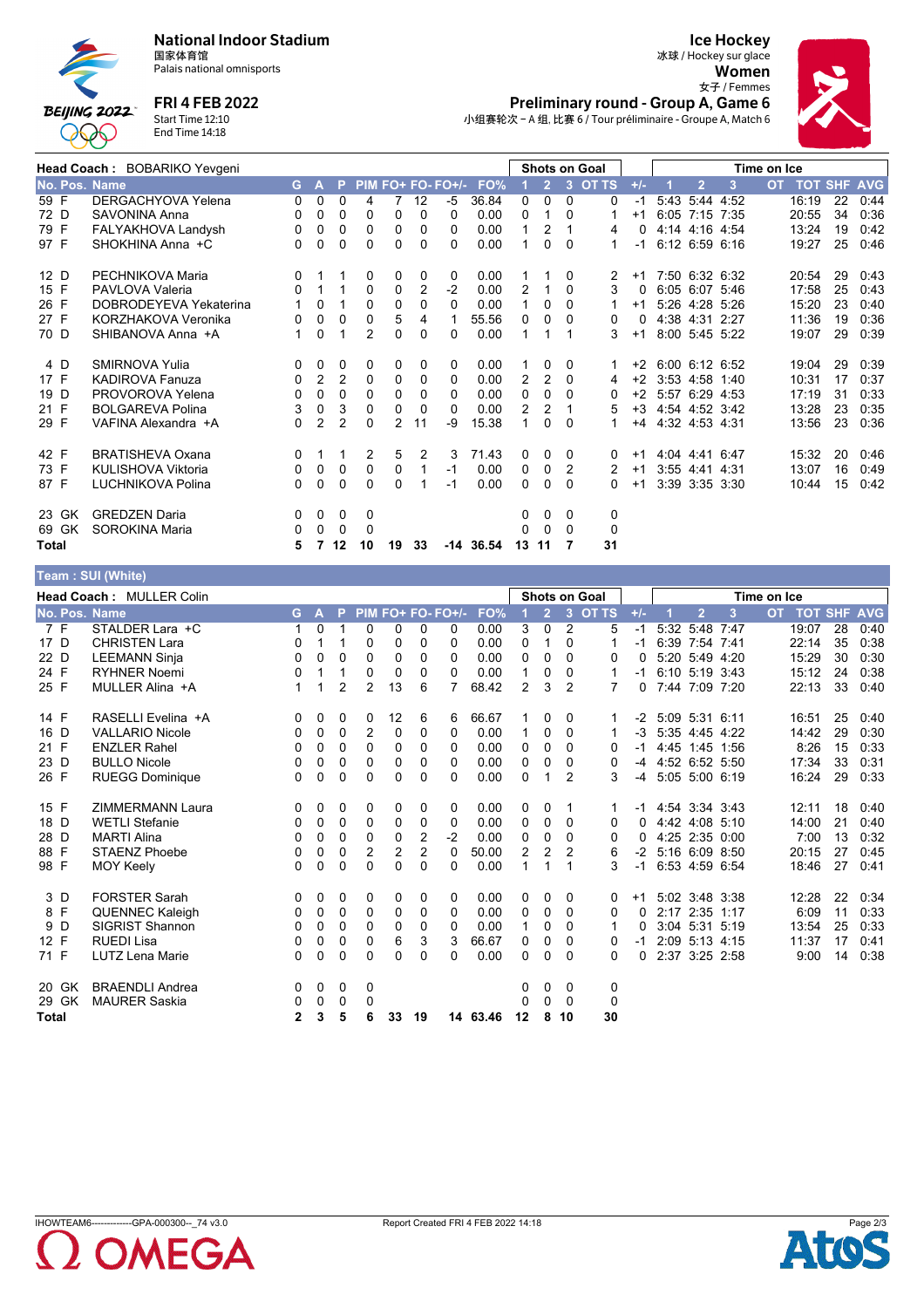# National Indoor Stadium
国家体育馆
Palais national omnisports

**FRI 4 FEB 2022**
Start Time 12:10
End Time 14:18

## Ice Hockey
冰球 / Hockey sur glace
**Women**
女子 / Femmes

**Preliminary round - Group A, Game 6**
小组赛轮次 - A 组, 比赛 6 / Tour préliminaire - Groupe A, Match 6

**Head Coach : BOBARIKO Yevgeni**

| No. | Pos. | Name | G | A | P | PIM | FO+ | FO- | FO+/- | FO% | SOG 1 | SOG 2 | SOG 3 | SOG OT | SOG TS | +/- | TOI 1 | TOI 2 | TOI 3 | TOI OT | TOT | SHF | AVG |
|---|---|---|---|---|---|---|---|---|---|---|---|---|---|---|---|---|---|---|---|---|---|---|---|
| 59 | F | DERGACHYOVA Yelena | 0 | 0 | 0 | 4 | 7 | 12 | -5 | 36.84 | 0 | 0 | 0 | | 0 | -1 | 5:43 | 5:44 | 4:52 | | 16:19 | 22 | 0:44 |
| 72 | D | SAVONINA Anna | 0 | 0 | 0 | 0 | 0 | 0 | 0 | 0.00 | 0 | 1 | 0 | | 1 | +1 | 6:05 | 7:15 | 7:35 | | 20:55 | 34 | 0:36 |
| 79 | F | FALYAKHOVA Landysh | 0 | 0 | 0 | 0 | 0 | 0 | 0 | 0.00 | 1 | 2 | 1 | | 4 | 0 | 4:14 | 4:16 | 4:54 | | 13:24 | 19 | 0:42 |
| 97 | F | SHOKHINA Anna +C | 0 | 0 | 0 | 0 | 0 | 0 | 0 | 0.00 | 1 | 0 | 0 | | 1 | -1 | 6:12 | 6:59 | 6:16 | | 19:27 | 25 | 0:46 |
| 12 | D | PECHNIKOVA Maria | 0 | 1 | 1 | 0 | 0 | 0 | 0 | 0.00 | 1 | 1 | 0 | | 2 | +1 | 7:50 | 6:32 | 6:32 | | 20:54 | 29 | 0:43 |
| 15 | F | PAVLOVA Valeria | 0 | 1 | 1 | 0 | 0 | 2 | -2 | 0.00 | 2 | 1 | 0 | | 3 | 0 | 6:05 | 6:07 | 5:46 | | 17:58 | 25 | 0:43 |
| 26 | F | DOBRODEYEVA Yekaterina | 1 | 0 | 1 | 0 | 0 | 0 | 0 | 0.00 | 1 | 0 | 0 | | 1 | +1 | 5:26 | 4:28 | 5:26 | | 15:20 | 23 | 0:40 |
| 27 | F | KORZHAKOVA Veronika | 0 | 0 | 0 | 0 | 5 | 4 | 1 | 55.56 | 0 | 0 | 0 | | 0 | 0 | 4:38 | 4:31 | 2:27 | | 11:36 | 19 | 0:36 |
| 70 | D | SHIBANOVA Anna +A | 1 | 0 | 1 | 2 | 0 | 0 | 0 | 0.00 | 1 | 1 | 1 | | 3 | +1 | 8:00 | 5:45 | 5:22 | | 19:07 | 29 | 0:39 |
| 4 | D | SMIRNOVA Yulia | 0 | 0 | 0 | 0 | 0 | 0 | 0 | 0.00 | 1 | 0 | 0 | | 1 | +2 | 6:00 | 6:12 | 6:52 | | 19:04 | 29 | 0:39 |
| 17 | F | KADIROVA Fanuza | 0 | 2 | 2 | 0 | 0 | 0 | 0 | 0.00 | 2 | 2 | 0 | | 4 | +2 | 3:53 | 4:58 | 1:40 | | 10:31 | 17 | 0:37 |
| 19 | D | PROVOROVA Yelena | 0 | 0 | 0 | 0 | 0 | 0 | 0 | 0.00 | 0 | 0 | 0 | | 0 | +2 | 5:57 | 6:29 | 4:53 | | 17:19 | 31 | 0:33 |
| 21 | F | BOLGAREVA Polina | 3 | 0 | 3 | 0 | 0 | 0 | 0 | 0.00 | 2 | 2 | 1 | | 5 | +3 | 4:54 | 4:52 | 3:42 | | 13:28 | 23 | 0:35 |
| 29 | F | VAFINA Alexandra +A | 0 | 2 | 2 | 0 | 2 | 11 | -9 | 15.38 | 1 | 0 | 0 | | 1 | +4 | 4:32 | 4:53 | 4:31 | | 13:56 | 23 | 0:36 |
| 42 | F | BRATISHEVA Oxana | 0 | 1 | 1 | 2 | 5 | 2 | 3 | 71.43 | 0 | 0 | 0 | | 0 | +1 | 4:04 | 4:41 | 6:47 | | 15:32 | 20 | 0:46 |
| 73 | F | KULISHOVA Viktoria | 0 | 0 | 0 | 0 | 0 | 1 | -1 | 0.00 | 0 | 0 | 2 | | 2 | +1 | 3:55 | 4:41 | 4:31 | | 13:07 | 16 | 0:49 |
| 87 | F | LUCHNIKOVA Polina | 0 | 0 | 0 | 0 | 0 | 1 | -1 | 0.00 | 0 | 0 | 0 | | 0 | +1 | 3:39 | 3:35 | 3:30 | | 10:44 | 15 | 0:42 |
| 23 | GK | GREDZEN Daria | 0 | 0 | 0 | 0 | | | | | 0 | 0 | 0 | | 0 | | | | | | | | |
| 69 | GK | SOROKINA Maria | 0 | 0 | 0 | 0 | | | | | 0 | 0 | 0 | | 0 | | | | | | | | |
| **Total** | | | 5 | 7 | 12 | 10 | 19 | 33 | -14 | 36.54 | 13 | 11 | 7 | | 31 | | | | | | | | |

## Team : SUI (White)

**Head Coach : MULLER Colin**

| No. | Pos. | Name | G | A | P | PIM | FO+ | FO- | FO+/- | FO% | SOG 1 | SOG 2 | SOG 3 | SOG OT | SOG TS | +/- | TOI 1 | TOI 2 | TOI 3 | TOI OT | TOT | SHF | AVG |
|---|---|---|---|---|---|---|---|---|---|---|---|---|---|---|---|---|---|---|---|---|---|---|---|
| 7 | F | STALDER Lara +C | 1 | 0 | 1 | 0 | 0 | 0 | 0 | 0.00 | 3 | 0 | 2 | | 5 | -1 | 5:32 | 5:48 | 7:47 | | 19:07 | 28 | 0:40 |
| 17 | D | CHRISTEN Lara | 0 | 1 | 1 | 0 | 0 | 0 | 0 | 0.00 | 0 | 1 | 0 | | 1 | -1 | 6:39 | 7:54 | 7:41 | | 22:14 | 35 | 0:38 |
| 22 | D | LEEMANN Sinja | 0 | 0 | 0 | 0 | 0 | 0 | 0 | 0.00 | 0 | 0 | 0 | | 0 | 0 | 5:20 | 5:49 | 4:20 | | 15:29 | 30 | 0:30 |
| 24 | F | RYHNER Noemi | 0 | 1 | 1 | 0 | 0 | 0 | 0 | 0.00 | 1 | 0 | 0 | | 1 | -1 | 6:10 | 5:19 | 3:43 | | 15:12 | 24 | 0:38 |
| 25 | F | MULLER Alina +A | 1 | 1 | 2 | 2 | 13 | 6 | 7 | 68.42 | 2 | 3 | 2 | | 7 | 0 | 7:44 | 7:09 | 7:20 | | 22:13 | 33 | 0:40 |
| 14 | F | RASELLI Evelina +A | 0 | 0 | 0 | 0 | 12 | 6 | 6 | 66.67 | 1 | 0 | 0 | | 1 | -2 | 5:09 | 5:31 | 6:11 | | 16:51 | 25 | 0:40 |
| 16 | D | VALLARIO Nicole | 0 | 0 | 0 | 2 | 0 | 0 | 0 | 0.00 | 1 | 0 | 0 | | 1 | -3 | 5:35 | 4:45 | 4:22 | | 14:42 | 29 | 0:30 |
| 21 | F | ENZLER Rahel | 0 | 0 | 0 | 0 | 0 | 0 | 0 | 0.00 | 0 | 0 | 0 | | 0 | -1 | 4:45 | 1:45 | 1:56 | | 8:26 | 15 | 0:33 |
| 23 | D | BULLO Nicole | 0 | 0 | 0 | 0 | 0 | 0 | 0 | 0.00 | 0 | 0 | 0 | | 0 | -4 | 4:52 | 6:52 | 5:50 | | 17:34 | 33 | 0:31 |
| 26 | F | RUEGG Dominique | 0 | 0 | 0 | 0 | 0 | 0 | 0 | 0.00 | 0 | 1 | 2 | | 3 | -4 | 5:05 | 5:00 | 6:19 | | 16:24 | 29 | 0:33 |
| 15 | F | ZIMMERMANN Laura | 0 | 0 | 0 | 0 | 0 | 0 | 0 | 0.00 | 0 | 0 | 1 | | 1 | -1 | 4:54 | 3:34 | 3:43 | | 12:11 | 18 | 0:40 |
| 18 | D | WETLI Stefanie | 0 | 0 | 0 | 0 | 0 | 0 | 0 | 0.00 | 0 | 0 | 0 | | 0 | 0 | 4:42 | 4:08 | 5:10 | | 14:00 | 21 | 0:40 |
| 28 | D | MARTI Alina | 0 | 0 | 0 | 0 | 0 | 2 | -2 | 0.00 | 0 | 0 | 0 | | 0 | 0 | 4:25 | 2:35 | 0:00 | | 7:00 | 13 | 0:32 |
| 88 | F | STAENZ Phoebe | 0 | 0 | 0 | 2 | 2 | 2 | 0 | 50.00 | 2 | 2 | 2 | | 6 | -2 | 5:16 | 6:09 | 8:50 | | 20:15 | 27 | 0:45 |
| 98 | F | MOY Keely | 0 | 0 | 0 | 0 | 0 | 0 | 0 | 0.00 | 1 | 1 | 1 | | 3 | -1 | 6:53 | 4:59 | 6:54 | | 18:46 | 27 | 0:41 |
| 3 | D | FORSTER Sarah | 0 | 0 | 0 | 0 | 0 | 0 | 0 | 0.00 | 0 | 0 | 0 | | 0 | +1 | 5:02 | 3:48 | 3:38 | | 12:28 | 22 | 0:34 |
| 8 | F | QUENNEC Kaleigh | 0 | 0 | 0 | 0 | 0 | 0 | 0 | 0.00 | 0 | 0 | 0 | | 0 | 0 | 2:17 | 2:35 | 1:17 | | 6:09 | 11 | 0:33 |
| 9 | D | SIGRIST Shannon | 0 | 0 | 0 | 0 | 0 | 0 | 0 | 0.00 | 1 | 0 | 0 | | 1 | 0 | 3:04 | 5:31 | 5:19 | | 13:54 | 25 | 0:33 |
| 12 | F | RUEDI Lisa | 0 | 0 | 0 | 0 | 6 | 3 | 3 | 66.67 | 0 | 0 | 0 | | 0 | -1 | 2:09 | 5:13 | 4:15 | | 11:37 | 17 | 0:41 |
| 71 | F | LUTZ Lena Marie | 0 | 0 | 0 | 0 | 0 | 0 | 0 | 0.00 | 0 | 0 | 0 | | 0 | 0 | 2:37 | 3:25 | 2:58 | | 9:00 | 14 | 0:38 |
| 20 | GK | BRAENDLI Andrea | 0 | 0 | 0 | 0 | | | | | 0 | 0 | 0 | | 0 | | | | | | | | |
| 29 | GK | MAURER Saskia | 0 | 0 | 0 | 0 | | | | | 0 | 0 | 0 | | 0 | | | | | | | | |
| **Total** | | | 2 | 3 | 5 | 6 | 33 | 19 | 14 | 63.46 | 12 | 8 | 10 | | 30 | | | | | | | | |

IHOWTEAM6------------GPA-000300--_74 v3.0 Report Created FRI 4 FEB 2022 14:18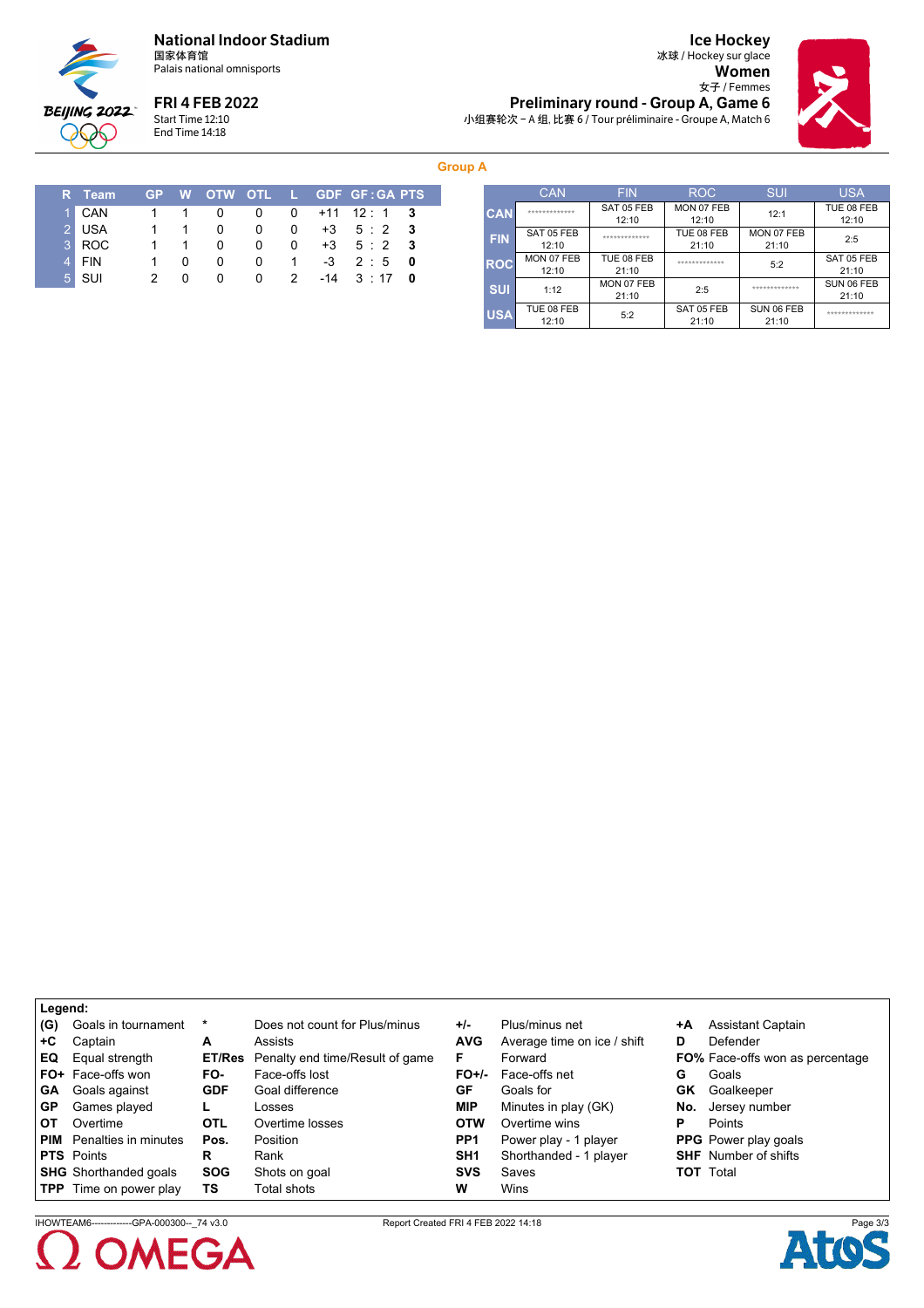**National Indoor Stadium**
国家体育馆
Palais national omnisports

**FRI 4 FEB 2022**
Start Time 12:10
End Time 14:18

**Ice Hockey**
冰球 / Hockey sur glace
**Women**
女子 / Femmes
**Preliminary round - Group A, Game 6**
小组赛轮次 – A 组, 比赛 6 / Tour préliminaire - Groupe A, Match 6

## Group A

| R | Team | GP | W | OTW | OTL | L | GDF | GF : GA | PTS |
|---|---|---|---|---|---|---|---|---|---|
| 1 | CAN | 1 | 1 | 0 | 0 | 0 | +11 | 12 : 1 | 3 |
| 2 | USA | 1 | 1 | 0 | 0 | 0 | +3 | 5 : 2 | 3 |
| 3 | ROC | 1 | 1 | 0 | 0 | 0 | +3 | 5 : 2 | 3 |
| 4 | FIN | 1 | 0 | 0 | 0 | 1 | -3 | 2 : 5 | 0 |
| 5 | SUI | 2 | 0 | 0 | 0 | 2 | -14 | 3 : 17 | 0 |

| | CAN | FIN | ROC | SUI | USA |
|---|---|---|---|---|---|
| CAN | ************* | SAT 05 FEB 12:10 | MON 07 FEB 12:10 | 12:1 | TUE 08 FEB 12:10 |
| FIN | SAT 05 FEB 12:10 | ************* | TUE 08 FEB 21:10 | MON 07 FEB 21:10 | 2:5 |
| ROC | MON 07 FEB 12:10 | TUE 08 FEB 21:10 | ************* | 5:2 | SAT 05 FEB 21:10 |
| SUI | 1:12 | MON 07 FEB 21:10 | 2:5 | ************* | SUN 06 FEB 21:10 |
| USA | TUE 08 FEB 12:10 | 5:2 | SAT 05 FEB 21:10 | SUN 06 FEB 21:10 | ************* |

**Legend:**

| | | | | | | | |
|---|---|---|---|---|---|---|---|
| (G) | Goals in tournament | * | Does not count for Plus/minus | +/- | Plus/minus net | +A | Assistant Captain |
| +C | Captain | A | Assists | AVG | Average time on ice / shift | D | Defender |
| EQ | Equal strength | ET/Res | Penalty end time/Result of game | F | Forward | FO% | Face-offs won as percentage |
| FO+ | Face-offs won | FO- | Face-offs lost | FO+/- | Face-offs net | G | Goals |
| GA | Goals against | GDF | Goal difference | GF | Goals for | GK | Goalkeeper |
| GP | Games played | L | Losses | MIP | Minutes in play (GK) | No. | Jersey number |
| OT | Overtime | OTL | Overtime losses | OTW | Overtime wins | P | Points |
| PIM | Penalties in minutes | Pos. | Position | PP1 | Power play - 1 player | PPG | Power play goals |
| PTS | Points | R | Rank | SH1 | Shorthanded - 1 player | SHF | Number of shifts |
| SHG | Shorthanded goals | SOG | Shots on goal | SVS | Saves | TOT | Total |
| TPP | Time on power play | TS | Total shots | W | Wins | | |

IHOWTEAM6------------GPA-000300--_74 v3.0 Report Created FRI 4 FEB 2022 14:18